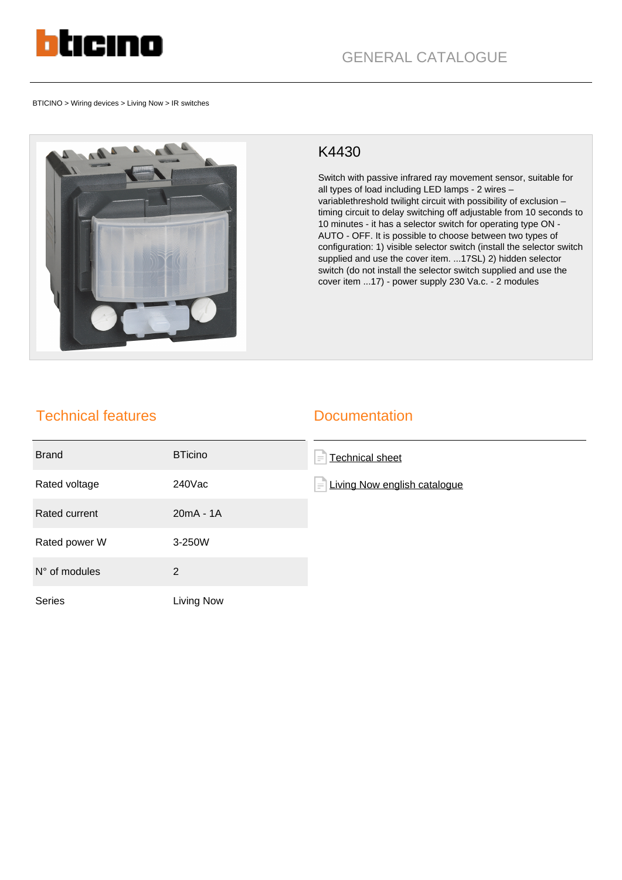GENERAL CATALOGUE

BTICINO > Wiring devices > Living Now > IR switches

# K4430

Switch with passive infrared ray movement sensor, suitable for all types of load including LED lamps - 2 wires – variablethreshold twilight circuit with possibility of exclusion – timing circuit to delay switching off adjustable from 10 seconds to 10 minutes - it has a selector switch for operating type ON - AUTO - OFF. It is possible to choose between two types of configuration: 1) visible selector switch (install the selector switch supplied and use the cover item. ...17SL) 2) hidden selector switch (do not install the selector switch supplied and use the cover item ...17) - power supply 230 Va.c. - 2 modules

## Technical features

| | |
|---|---|
| Brand | BTicino |
| Rated voltage | 240Vac |
| Rated current | 20mA - 1A |
| Rated power W | 3-250W |
| N° of modules | 2 |
| Series | Living Now |

## Documentation

- Technical sheet
- Living Now english catalogue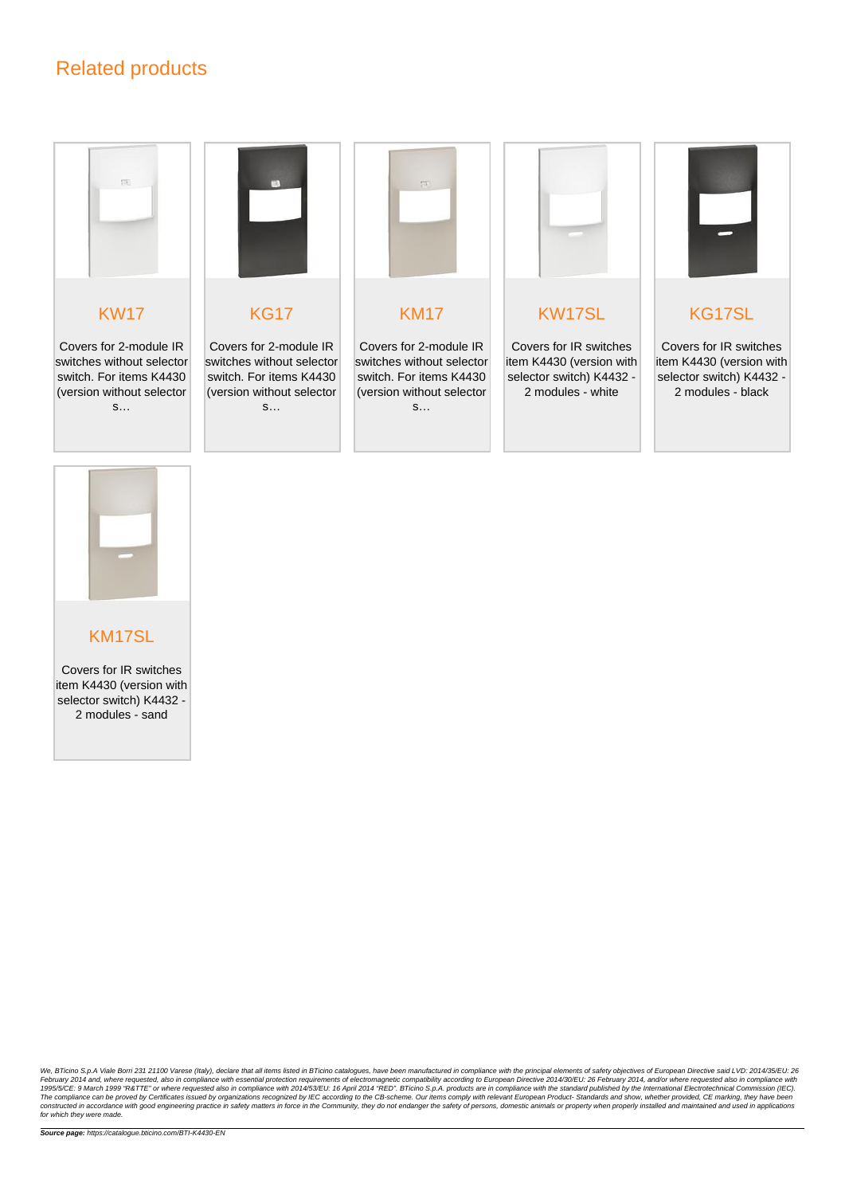## Related products

### KW17

Covers for 2-module IR switches without selector switch. For items K4430 (version without selector s…

### KG17

Covers for 2-module IR switches without selector switch. For items K4430 (version without selector s…

### KM17

Covers for 2-module IR switches without selector switch. For items K4430 (version without selector s…

### KW17SL

Covers for IR switches item K4430 (version with selector switch) K4432 - 2 modules - white

### KG17SL

Covers for IR switches item K4430 (version with selector switch) K4432 - 2 modules - black

### KM17SL

Covers for IR switches item K4430 (version with selector switch) K4432 - 2 modules - sand

*We, BTicino S.p.A Viale Borri 231 21100 Varese (Italy), declare that all items listed in BTicino catalogues, have been manufactured in compliance with the principal elements of safety objectives of European Directive said LVD: 2014/35/EU: 26 February 2014 and, where requested, also in compliance with essential protection requirements of electromagnetic compatibility according to European Directive 2014/30/EU: 26 February 2014, and/or where requested also in compliance with 1995/5/CE: 9 March 1999 "R&TTE" or where requested also in compliance with 2014/53/EU: 16 April 2014 "RED". BTicino S.p.A. products are in compliance with the standard published by the International Electrotechnical Commission (IEC). The compliance can be proved by Certificates issued by organizations recognized by IEC according to the CB-scheme. Our items comply with relevant European Product- Standards and show, whether provided, CE marking, they have been constructed in accordance with good engineering practice in safety matters in force in the Community, they do not endanger the safety of persons, domestic animals or property when properly installed and maintained and used in applications for which they were made.*

***Source page:** https://catalogue.bticino.com/BTI-K4430-EN*